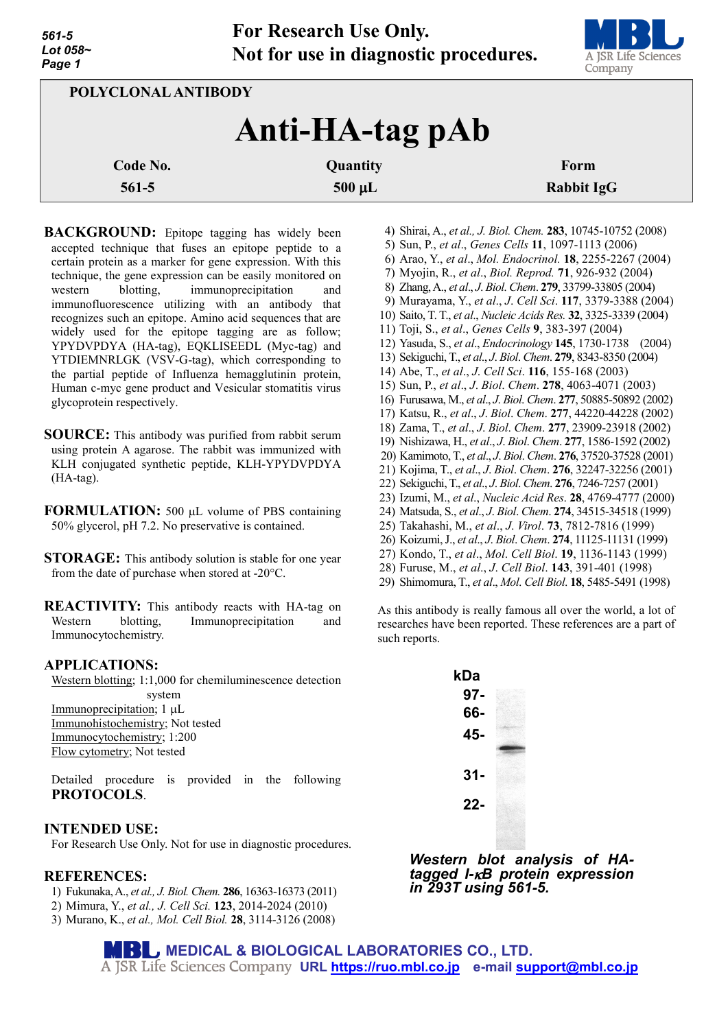**For Research Use Only.**
**Not for use in diagnostic procedures.**

POLYCLONAL ANTIBODY

# Anti-HA-tag pAb

| Code No. | Quantity | Form |
|---|---|---|
| 561-5 | 500 μL | Rabbit IgG |

**BACKGROUND:** Epitope tagging has widely been accepted technique that fuses an epitope peptide to a certain protein as a marker for gene expression. With this technique, the gene expression can be easily monitored on western blotting, immunoprecipitation and immunofluorescence utilizing with an antibody that recognizes such an epitope. Amino acid sequences that are widely used for the epitope tagging are as follow; YPYDVPDYA (HA-tag), EQKLISEEDL (Myc-tag) and YTDIEMNRLGK (VSV-G-tag), which corresponding to the partial peptide of Influenza hemagglutinin protein, Human c-myc gene product and Vesicular stomatitis virus glycoprotein respectively.

**SOURCE:** This antibody was purified from rabbit serum using protein A agarose. The rabbit was immunized with KLH conjugated synthetic peptide, KLH-YPYDVPDYA (HA-tag).

**FORMULATION:** 500 μL volume of PBS containing 50% glycerol, pH 7.2. No preservative is contained.

**STORAGE:** This antibody solution is stable for one year from the date of purchase when stored at -20°C.

**REACTIVITY:** This antibody reacts with HA-tag on Western blotting, Immunoprecipitation and Immunocytochemistry.

**APPLICATIONS:**

Western blotting; 1:1,000 for chemiluminescence detection system
Immunoprecipitation; 1 μL
Immunohistochemistry; Not tested
Immunocytochemistry; 1:200
Flow cytometry; Not tested

Detailed procedure is provided in the following **PROTOCOLS**.

**INTENDED USE:**

For Research Use Only. Not for use in diagnostic procedures.

**REFERENCES:**

1) Fukunaka, A., *et al., J. Biol. Chem.* **286**, 16363-16373 (2011)
2) Mimura, Y., *et al., J. Cell Sci.* **123**, 2014-2024 (2010)
3) Murano, K., *et al., Mol. Cell Biol.* **28**, 3114-3126 (2008)
4) Shirai, A., *et al., J. Biol. Chem.* **283**, 10745-10752 (2008)
5) Sun, P., *et al., Genes Cells* **11**, 1097-1113 (2006)
6) Arao, Y., *et al., Mol. Endocrinol.* **18**, 2255-2267 (2004)
7) Myojin, R., *et al., Biol. Reprod.* **71**, 926-932 (2004)
8) Zhang, A., *et al., J. Biol. Chem.* **279**, 33799-33805 (2004)
9) Murayama, Y., *et al., J. Cell Sci.* **117**, 3379-3388 (2004)
10) Saito, T. T., *et al., Nucleic Acids Res.* **32**, 3325-3339 (2004)
11) Toji, S., *et al., Genes Cells* **9**, 383-397 (2004)
12) Yasuda, S., *et al., Endocrinology* **145**, 1730-1738 (2004)
13) Sekiguchi, T., *et al., J. Biol. Chem.* **279**, 8343-8350 (2004)
14) Abe, T., *et al., J. Cell Sci.* **116**, 155-168 (2003)
15) Sun, P., *et al., J. Biol. Chem.* **278**, 4063-4071 (2003)
16) Furusawa, M., *et al., J. Biol. Chem.* **277**, 50885-50892 (2002)
17) Katsu, R., *et al., J. Biol. Chem.* **277**, 44220-44228 (2002)
18) Zama, T., *et al., J. Biol. Chem.* **277**, 23909-23918 (2002)
19) Nishizawa, H., *et al., J. Biol. Chem.* **277**, 1586-1592 (2002)
20) Kamimoto, T., *et al., J. Biol. Chem.* **276**, 37520-37528 (2001)
21) Kojima, T., *et al., J. Biol. Chem.* **276**, 32247-32256 (2001)
22) Sekiguchi, T., *et al., J. Biol. Chem.* **276**, 7246-7257 (2001)
23) Izumi, M., *et al., Nucleic Acid Res.* **28**, 4769-4777 (2000)
24) Matsuda, S., *et al., J. Biol. Chem.* **274**, 34515-34518 (1999)
25) Takahashi, M., *et al., J. Virol.* **73**, 7812-7816 (1999)
26) Koizumi, J., *et al., J. Biol. Chem.* **274**, 11125-11131 (1999)
27) Kondo, T., *et al., Mol. Cell Biol.* **19**, 1136-1143 (1999)
28) Furuse, M., *et al., J. Cell Biol.* **143**, 391-401 (1998)
29) Shimomura, T., *et al., Mol. Cell Biol.* **18**, 5485-5491 (1998)

As this antibody is really famous all over the world, a lot of researches have been reported. These references are a part of such reports.

kDa
97-
66-
45-
31-
22-

***Western blot analysis of HA-tagged I-κB protein expression in 293T using 561-5.***

MEDICAL & BIOLOGICAL LABORATORIES CO., LTD.
A JSR Life Sciences Company URL https://ruo.mbl.co.jp e-mail support@mbl.co.jp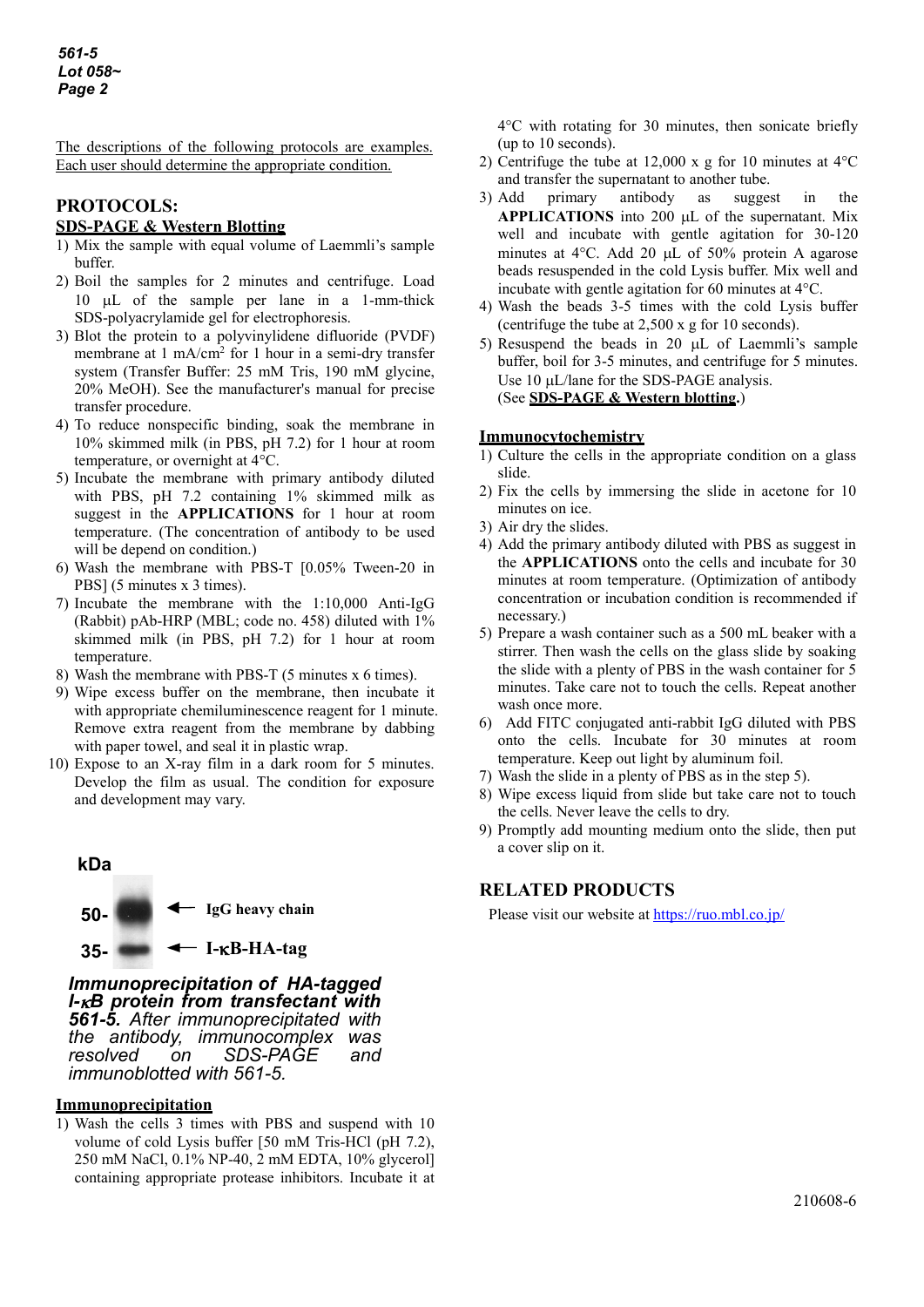The descriptions of the following protocols are examples. Each user should determine the appropriate condition.

## PROTOCOLS:

### SDS-PAGE & Western Blotting

1) Mix the sample with equal volume of Laemmli's sample buffer.
2) Boil the samples for 2 minutes and centrifuge. Load 10 µL of the sample per lane in a 1-mm-thick SDS-polyacrylamide gel for electrophoresis.
3) Blot the protein to a polyvinylidene difluoride (PVDF) membrane at 1 mA/cm$^2$ for 1 hour in a semi-dry transfer system (Transfer Buffer: 25 mM Tris, 190 mM glycine, 20% MeOH). See the manufacturer's manual for precise transfer procedure.
4) To reduce nonspecific binding, soak the membrane in 10% skimmed milk (in PBS, pH 7.2) for 1 hour at room temperature, or overnight at 4°C.
5) Incubate the membrane with primary antibody diluted with PBS, pH 7.2 containing 1% skimmed milk as suggest in the **APPLICATIONS** for 1 hour at room temperature. (The concentration of antibody to be used will be depend on condition.)
6) Wash the membrane with PBS-T [0.05% Tween-20 in PBS] (5 minutes x 3 times).
7) Incubate the membrane with the 1:10,000 Anti-IgG (Rabbit) pAb-HRP (MBL; code no. 458) diluted with 1% skimmed milk (in PBS, pH 7.2) for 1 hour at room temperature.
8) Wash the membrane with PBS-T (5 minutes x 6 times).
9) Wipe excess buffer on the membrane, then incubate it with appropriate chemiluminescence reagent for 1 minute. Remove extra reagent from the membrane by dabbing with paper towel, and seal it in plastic wrap.
10) Expose to an X-ray film in a dark room for 5 minutes. Develop the film as usual. The condition for exposure and development may vary.

kDa

50-

35-

IgG heavy chain

I-κB-HA-tag

***Immunoprecipitation of HA-tagged I-κB protein from transfectant with 561-5.*** *After immunoprecipitated with the antibody, immunocomplex was resolved on SDS-PAGE and immunoblotted with 561-5.*

### Immunoprecipitation

1) Wash the cells 3 times with PBS and suspend with 10 volume of cold Lysis buffer [50 mM Tris-HCl (pH 7.2), 250 mM NaCl, 0.1% NP-40, 2 mM EDTA, 10% glycerol] containing appropriate protease inhibitors. Incubate it at 4°C with rotating for 30 minutes, then sonicate briefly (up to 10 seconds).
2) Centrifuge the tube at 12,000 x g for 10 minutes at 4°C and transfer the supernatant to another tube.
3) Add primary antibody as suggest in the **APPLICATIONS** into 200 µL of the supernatant. Mix well and incubate with gentle agitation for 30-120 minutes at 4°C. Add 20 µL of 50% protein A agarose beads resuspended in the cold Lysis buffer. Mix well and incubate with gentle agitation for 60 minutes at 4°C.
4) Wash the beads 3-5 times with the cold Lysis buffer (centrifuge the tube at 2,500 x g for 10 seconds).
5) Resuspend the beads in 20 µL of Laemmli's sample buffer, boil for 3-5 minutes, and centrifuge for 5 minutes. Use 10 µL/lane for the SDS-PAGE analysis. (See **SDS-PAGE & Western blotting**.)

### Immunocytochemistry

1) Culture the cells in the appropriate condition on a glass slide.
2) Fix the cells by immersing the slide in acetone for 10 minutes on ice.
3) Air dry the slides.
4) Add the primary antibody diluted with PBS as suggest in the **APPLICATIONS** onto the cells and incubate for 30 minutes at room temperature. (Optimization of antibody concentration or incubation condition is recommended if necessary.)
5) Prepare a wash container such as a 500 mL beaker with a stirrer. Then wash the cells on the glass slide by soaking the slide with a plenty of PBS in the wash container for 5 minutes. Take care not to touch the cells. Repeat another wash once more.
6) Add FITC conjugated anti-rabbit IgG diluted with PBS onto the cells. Incubate for 30 minutes at room temperature. Keep out light by aluminum foil.
7) Wash the slide in a plenty of PBS as in the step 5).
8) Wipe excess liquid from slide but take care not to touch the cells. Never leave the cells to dry.
9) Promptly add mounting medium onto the slide, then put a cover slip on it.

## RELATED PRODUCTS

Please visit our website at https://ruo.mbl.co.jp/

210608-6